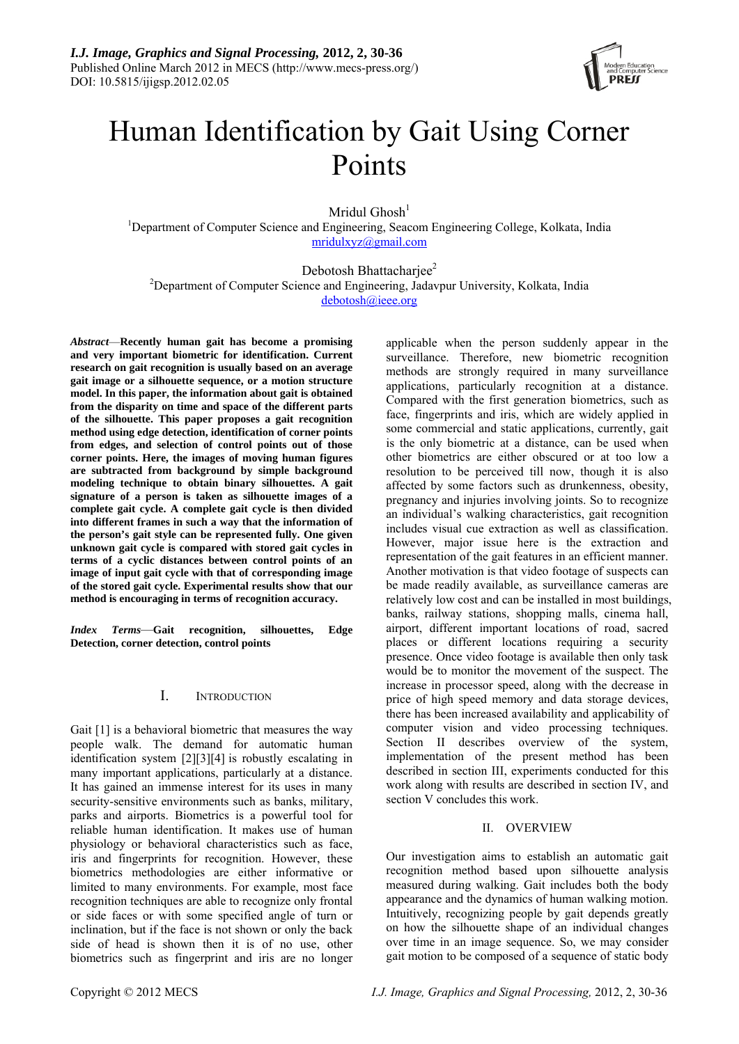# Human Identification by Gait Using Corner Points

Mridul Ghosh[1]
[1]Department of Computer Science and Engineering, Seacom Engineering College, Kolkata, India
mridulxyz@gmail.com

Debotosh Bhattacharjee[2]
[2]Department of Computer Science and Engineering, Jadavpur University, Kolkata, India
debotosh@ieee.org

***Abstract*—Recently human gait has become a promising and very important biometric for identification. Current research on gait recognition is usually based on an average gait image or a silhouette sequence, or a motion structure model. In this paper, the information about gait is obtained from the disparity on time and space of the different parts of the silhouette. This paper proposes a gait recognition method using edge detection, identification of corner points from edges, and selection of control points out of those corner points. Here, the images of moving human figures are subtracted from background by simple background modeling technique to obtain binary silhouettes. A gait signature of a person is taken as silhouette images of a complete gait cycle. A complete gait cycle is then divided into different frames in such a way that the information of the person's gait style can be represented fully. One given unknown gait cycle is compared with stored gait cycles in terms of a cyclic distances between control points of an image of input gait cycle with that of corresponding image of the stored gait cycle. Experimental results show that our method is encouraging in terms of recognition accuracy.**

***Index Terms*—Gait recognition, silhouettes, Edge Detection, corner detection, control points**

## I. Introduction

Gait [1] is a behavioral biometric that measures the way people walk. The demand for automatic human identification system [2][3][4] is robustly escalating in many important applications, particularly at a distance. It has gained an immense interest for its uses in many security-sensitive environments such as banks, military, parks and airports. Biometrics is a powerful tool for reliable human identification. It makes use of human physiology or behavioral characteristics such as face, iris and fingerprints for recognition. However, these biometrics methodologies are either informative or limited to many environments. For example, most face recognition techniques are able to recognize only frontal or side faces or with some specified angle of turn or inclination, but if the face is not shown or only the back side of head is shown then it is of no use, other biometrics such as fingerprint and iris are no longer applicable when the person suddenly appear in the surveillance. Therefore, new biometric recognition methods are strongly required in many surveillance applications, particularly recognition at a distance. Compared with the first generation biometrics, such as face, fingerprints and iris, which are widely applied in some commercial and static applications, currently, gait is the only biometric at a distance, can be used when other biometrics are either obscured or at too low a resolution to be perceived till now, though it is also affected by some factors such as drunkenness, obesity, pregnancy and injuries involving joints. So to recognize an individual's walking characteristics, gait recognition includes visual cue extraction as well as classification. However, major issue here is the extraction and representation of the gait features in an efficient manner. Another motivation is that video footage of suspects can be made readily available, as surveillance cameras are relatively low cost and can be installed in most buildings, banks, railway stations, shopping malls, cinema hall, airport, different important locations of road, sacred places or different locations requiring a security presence. Once video footage is available then only task would be to monitor the movement of the suspect. The increase in processor speed, along with the decrease in price of high speed memory and data storage devices, there has been increased availability and applicability of computer vision and video processing techniques. Section II describes overview of the system, implementation of the present method has been described in section III, experiments conducted for this work along with results are described in section IV, and section V concludes this work.

## II. Overview

Our investigation aims to establish an automatic gait recognition method based upon silhouette analysis measured during walking. Gait includes both the body appearance and the dynamics of human walking motion. Intuitively, recognizing people by gait depends greatly on how the silhouette shape of an individual changes over time in an image sequence. So, we may consider gait motion to be composed of a sequence of static body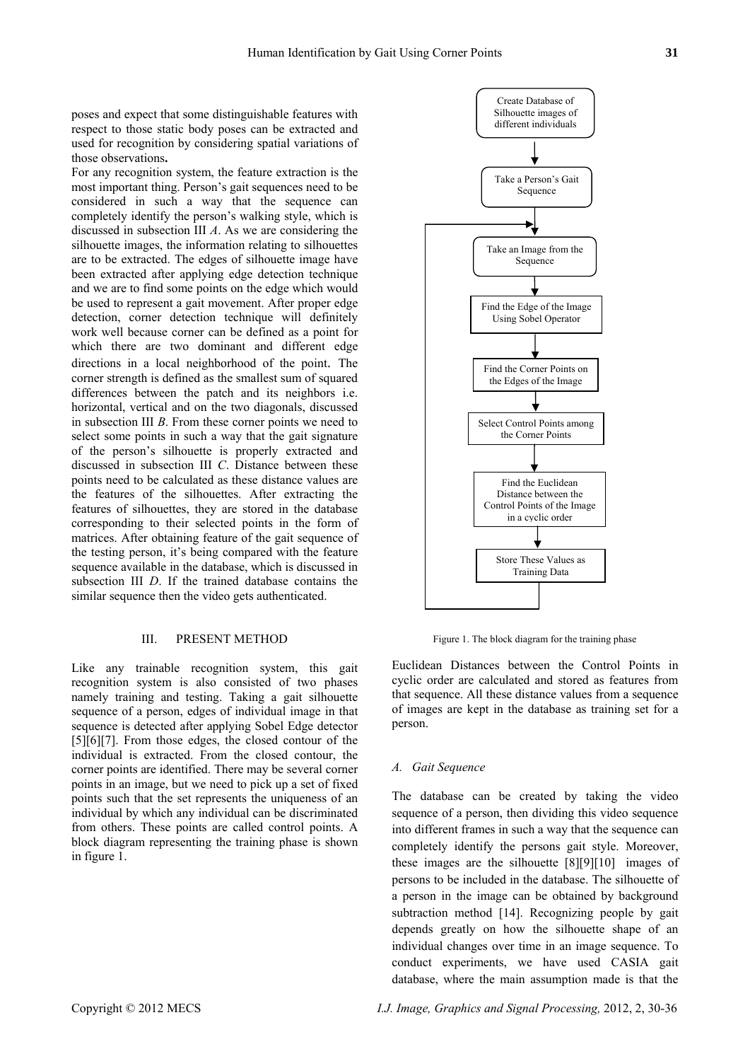poses and expect that some distinguishable features with respect to those static body poses can be extracted and used for recognition by considering spatial variations of those observations**.**

For any recognition system, the feature extraction is the most important thing. Person's gait sequences need to be considered in such a way that the sequence can completely identify the person's walking style, which is discussed in subsection III *A*. As we are considering the silhouette images, the information relating to silhouettes are to be extracted. The edges of silhouette image have been extracted after applying edge detection technique and we are to find some points on the edge which would be used to represent a gait movement. After proper edge detection, corner detection technique will definitely work well because corner can be defined as a point for which there are two dominant and different edge directions in a local neighborhood of the point**.** The corner strength is defined as the smallest sum of squared differences between the patch and its neighbors i.e. horizontal, vertical and on the two diagonals, discussed in subsection III *B*. From these corner points we need to select some points in such a way that the gait signature of the person's silhouette is properly extracted and discussed in subsection III *C*. Distance between these points need to be calculated as these distance values are the features of the silhouettes. After extracting the features of silhouettes, they are stored in the database corresponding to their selected points in the form of matrices. After obtaining feature of the gait sequence of the testing person, it's being compared with the feature sequence available in the database, which is discussed in subsection III *D*. If the trained database contains the similar sequence then the video gets authenticated.

## III. PRESENT METHOD

Like any trainable recognition system, this gait recognition system is also consisted of two phases namely training and testing. Taking a gait silhouette sequence of a person, edges of individual image in that sequence is detected after applying Sobel Edge detector [5][6][7]. From those edges, the closed contour of the individual is extracted. From the closed contour, the corner points are identified. There may be several corner points in an image, but we need to pick up a set of fixed points such that the set represents the uniqueness of an individual by which any individual can be discriminated from others. These points are called control points. A block diagram representing the training phase is shown in figure 1.

Create Database of Silhouette images of different individuals → Take a Person's Gait Sequence → Take an Image from the Sequence → Find the Edge of the Image Using Sobel Operator → Find the Corner Points on the Edges of the Image → Select Control Points among the Corner Points → Find the Euclidean Distance between the Control Points of the Image in a cyclic order → Store These Values as Training Data

Figure 1. The block diagram for the training phase

Euclidean Distances between the Control Points in cyclic order are calculated and stored as features from that sequence. All these distance values from a sequence of images are kept in the database as training set for a person.

### *A. Gait Sequence*

The database can be created by taking the video sequence of a person, then dividing this video sequence into different frames in such a way that the sequence can completely identify the persons gait style. Moreover, these images are the silhouette [8][9][10] images of persons to be included in the database. The silhouette of a person in the image can be obtained by background subtraction method [14]. Recognizing people by gait depends greatly on how the silhouette shape of an individual changes over time in an image sequence. To conduct experiments, we have used CASIA gait database, where the main assumption made is that the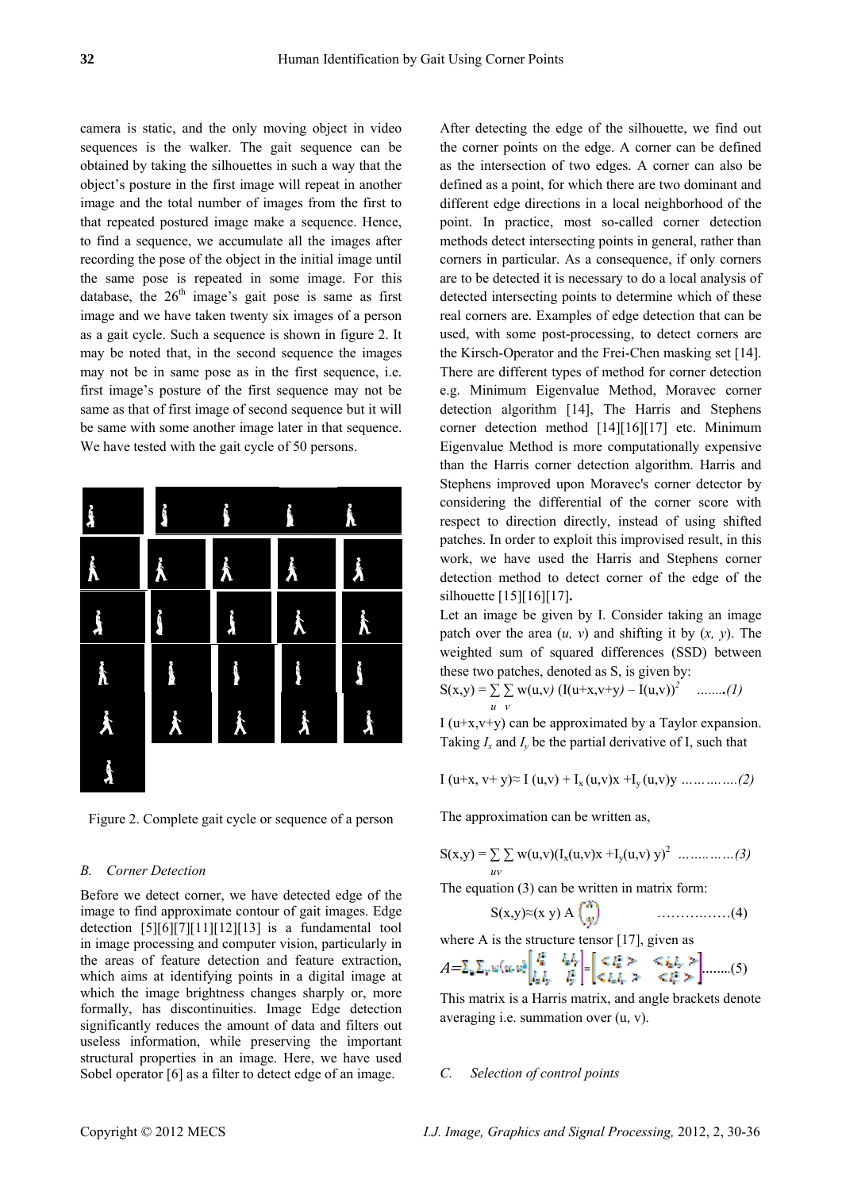camera is static, and the only moving object in video sequences is the walker. The gait sequence can be obtained by taking the silhouettes in such a way that the object's posture in the first image will repeat in another image and the total number of images from the first to that repeated postured image make a sequence. Hence, to find a sequence, we accumulate all the images after recording the pose of the object in the initial image until the same pose is repeated in some image. For this database, the 26th image's gait pose is same as first image and we have taken twenty six images of a person as a gait cycle. Such a sequence is shown in figure 2. It may be noted that, in the second sequence the images may not be in same pose as in the first sequence, i.e. first image's posture of the first sequence may not be same as that of first image of second sequence but it will be same with some another image later in that sequence. We have tested with the gait cycle of 50 persons.

Figure 2. Complete gait cycle or sequence of a person

### *B. Corner Detection*

Before we detect corner, we have detected edge of the image to find approximate contour of gait images. Edge detection [5][6][7][11][12][13] is a fundamental tool in image processing and computer vision, particularly in the areas of feature detection and feature extraction, which aims at identifying points in a digital image at which the image brightness changes sharply or, more formally, has discontinuities. Image Edge detection significantly reduces the amount of data and filters out useless information, while preserving the important structural properties in an image. Here, we have used Sobel operator [6] as a filter to detect edge of an image.

After detecting the edge of the silhouette, we find out the corner points on the edge. A corner can be defined as the intersection of two edges. A corner can also be defined as a point, for which there are two dominant and different edge directions in a local neighborhood of the point. In practice, most so-called corner detection methods detect intersecting points in general, rather than corners in particular. As a consequence, if only corners are to be detected it is necessary to do a local analysis of detected intersecting points to determine which of these real corners are. Examples of edge detection that can be used, with some post-processing, to detect corners are the Kirsch-Operator and the Frei-Chen masking set [14]. There are different types of method for corner detection e.g. Minimum Eigenvalue Method, Moravec corner detection algorithm [14], The Harris and Stephens corner detection method [14][16][17] etc. Minimum Eigenvalue Method is more computationally expensive than the Harris corner detection algorithm. Harris and Stephens improved upon Moravec's corner detector by considering the differential of the corner score with respect to direction directly, instead of using shifted patches. In order to exploit this improvised result, in this work, we have used the Harris and Stephens corner detection method to detect corner of the edge of the silhouette [15][16][17].

Let an image be given by I. Consider taking an image patch over the area $(u, v)$ and shifting it by $(x, y)$. The weighted sum of squared differences (SSD) between these two patches, denoted as S, is given by:

$$S(x,y) = \sum_{u}\sum_{v} w(u,v)\,(I(u+x,v+y) - I(u,v))^2 \quad \text{.......}(1)$$

$I(u+x,v+y)$ can be approximated by a Taylor expansion. Taking $I_x$ and $I_y$ be the partial derivative of I, such that

$$I(u+x, v+y) \approx I(u,v) + I_x(u,v)x + I_y(u,v)y \quad \text{..............}(2)$$

The approximation can be written as,

$$S(x,y) = \sum_{uv}\sum w(u,v)(I_x(u,v)x + I_y(u,v)\,y)^2 \quad \text{..............}(3)$$

The equation (3) can be written in matrix form:

$$S(x,y) \approx (x\ y)\, A \begin{pmatrix} x \\ y \end{pmatrix} \quad \text{..............}(4)$$

where A is the structure tensor [17], given as

$$A = \sum_u \sum_v w(u,v) \begin{bmatrix} I_x^2 & I_x I_y \\ I_x I_y & I_y^2 \end{bmatrix} = \begin{bmatrix} \langle I_x^2 \rangle & \langle I_x I_y \rangle \\ \langle I_x I_y \rangle & \langle I_y^2 \rangle \end{bmatrix} \text{.......}(5)$$

This matrix is a Harris matrix, and angle brackets denote averaging i.e. summation over (u, v).

### *C. Selection of control points*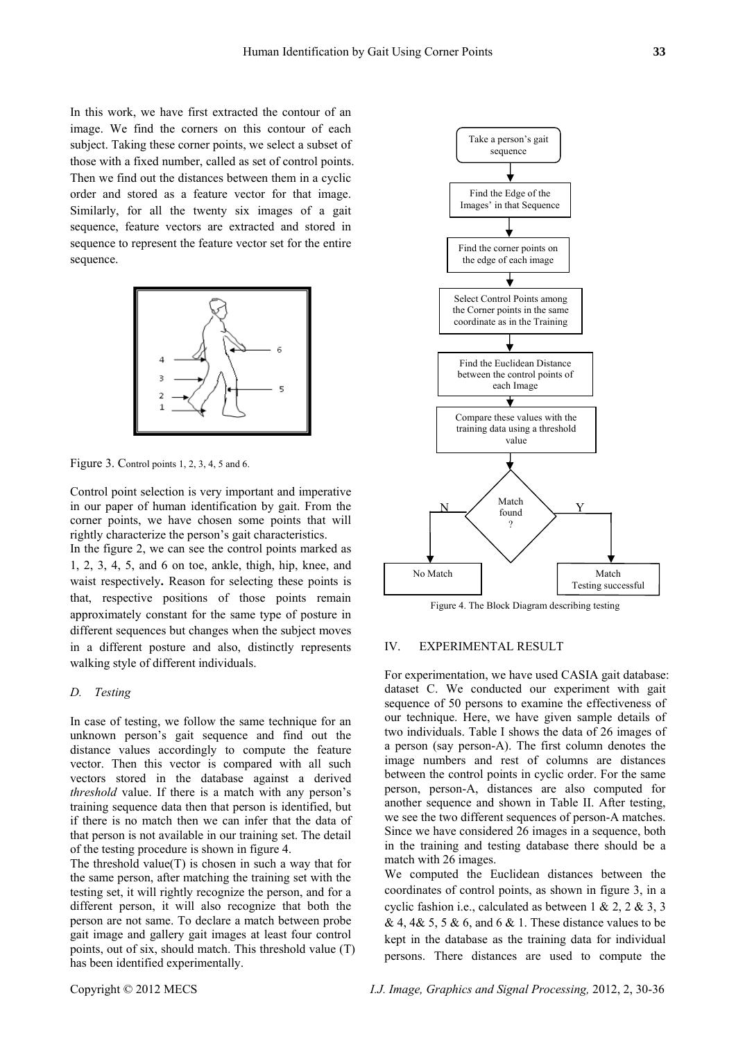In this work, we have first extracted the contour of an image. We find the corners on this contour of each subject. Taking these corner points, we select a subset of those with a fixed number, called as set of control points. Then we find out the distances between them in a cyclic order and stored as a feature vector for that image. Similarly, for all the twenty six images of a gait sequence, feature vectors are extracted and stored in sequence to represent the feature vector set for the entire sequence.

Figure 3. Control points 1, 2, 3, 4, 5 and 6.

Control point selection is very important and imperative in our paper of human identification by gait. From the corner points, we have chosen some points that will rightly characterize the person's gait characteristics.

In the figure 2, we can see the control points marked as 1, 2, 3, 4, 5, and 6 on toe, ankle, thigh, hip, knee, and waist respectively**.** Reason for selecting these points is that, respective positions of those points remain approximately constant for the same type of posture in different sequences but changes when the subject moves in a different posture and also, distinctly represents walking style of different individuals.

### *D. Testing*

In case of testing, we follow the same technique for an unknown person's gait sequence and find out the distance values accordingly to compute the feature vector. Then this vector is compared with all such vectors stored in the database against a derived *threshold* value. If there is a match with any person's training sequence data then that person is identified, but if there is no match then we can infer that the data of that person is not available in our training set. The detail of the testing procedure is shown in figure 4.

The threshold value(T) is chosen in such a way that for the same person, after matching the training set with the testing set, it will rightly recognize the person, and for a different person, it will also recognize that both the person are not same. To declare a match between probe gait image and gallery gait images at least four control points, out of six, should match. This threshold value (T) has been identified experimentally.

Figure 4. The Block Diagram describing testing

## IV. EXPERIMENTAL RESULT

For experimentation, we have used CASIA gait database: dataset C. We conducted our experiment with gait sequence of 50 persons to examine the effectiveness of our technique. Here, we have given sample details of two individuals. Table I shows the data of 26 images of a person (say person-A). The first column denotes the image numbers and rest of columns are distances between the control points in cyclic order. For the same person, person-A, distances are also computed for another sequence and shown in Table II. After testing, we see the two different sequences of person-A matches. Since we have considered 26 images in a sequence, both in the training and testing database there should be a match with 26 images.

We computed the Euclidean distances between the coordinates of control points, as shown in figure 3, in a cyclic fashion i.e., calculated as between 1 & 2, 2 & 3, 3 & 4, 4& 5, 5 & 6, and 6 & 1. These distance values to be kept in the database as the training data for individual persons. There distances are used to compute the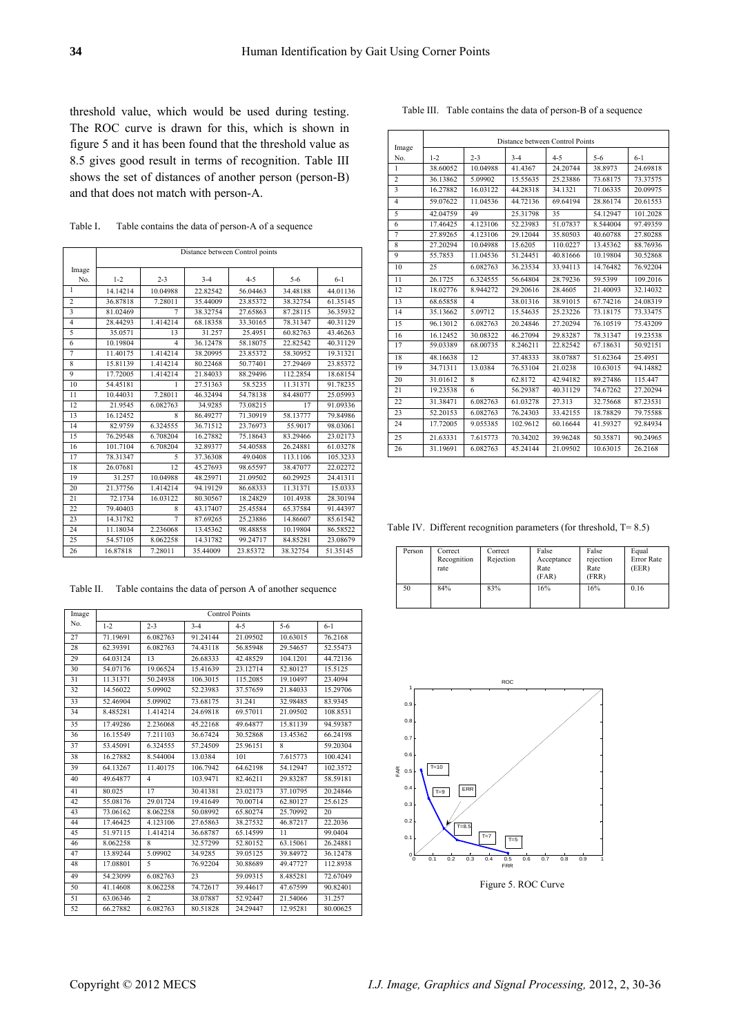threshold value, which would be used during testing. The ROC curve is drawn for this, which is shown in figure 5 and it has been found that the threshold value as 8.5 gives good result in terms of recognition. Table III shows the set of distances of another person (person-B) and that does not match with person-A.

Table I. Table contains the data of person-A of a sequence

| Image No. | Distance between Control points | | | | | |
|---|---|---|---|---|---|---|
| | 1-2 | 2-3 | 3-4 | 4-5 | 5-6 | 6-1 |
| 1 | 14.14214 | 10.04988 | 22.82542 | 56.04463 | 34.48188 | 44.01136 |
| 2 | 36.87818 | 7.28011 | 35.44009 | 23.85372 | 38.32754 | 61.35145 |
| 3 | 81.02469 | 7 | 38.32754 | 27.65863 | 87.28115 | 36.35932 |
| 4 | 28.44293 | 1.414214 | 68.18358 | 33.30165 | 78.31347 | 40.31129 |
| 5 | 35.0571 | 13 | 31.257 | 25.4951 | 60.82763 | 43.46263 |
| 6 | 10.19804 | 4 | 36.12478 | 58.18075 | 22.82542 | 40.31129 |
| 7 | 11.40175 | 1.414214 | 38.20995 | 23.85372 | 58.30952 | 19.31321 |
| 8 | 15.81139 | 1.414214 | 80.22468 | 50.77401 | 27.29469 | 23.85372 |
| 9 | 17.72005 | 1.414214 | 21.84033 | 88.29496 | 112.2854 | 18.68154 |
| 10 | 54.45181 | 1 | 27.51363 | 58.5235 | 11.31371 | 91.78235 |
| 11 | 10.44031 | 7.28011 | 46.32494 | 54.78138 | 84.48077 | 25.05993 |
| 12 | 21.9545 | 6.082763 | 34.9285 | 73.08215 | 17 | 91.09336 |
| 13 | 16.12452 | 8 | 86.49277 | 71.30919 | 58.13777 | 79.84986 |
| 14 | 82.9759 | 6.324555 | 36.71512 | 23.76973 | 55.9017 | 98.03061 |
| 15 | 76.29548 | 6.708204 | 16.27882 | 75.18643 | 83.29466 | 23.02173 |
| 16 | 101.7104 | 6.708204 | 32.89377 | 54.40588 | 26.24881 | 61.03278 |
| 17 | 78.31347 | 5 | 37.36308 | 49.0408 | 113.1106 | 105.3233 |
| 18 | 26.07681 | 12 | 45.27693 | 98.65597 | 38.47077 | 22.02272 |
| 19 | 31.257 | 10.04988 | 48.25971 | 21.09502 | 60.29925 | 24.41311 |
| 20 | 21.37756 | 1.414214 | 94.19129 | 86.68333 | 11.31371 | 15.0333 |
| 21 | 72.1734 | 16.03122 | 80.30567 | 18.24829 | 101.4938 | 28.30194 |
| 22 | 79.40403 | 8 | 43.17407 | 25.45584 | 65.37584 | 91.44397 |
| 23 | 14.31782 | 7 | 87.69265 | 25.23886 | 14.86607 | 85.61542 |
| 24 | 11.18034 | 2.236068 | 13.45362 | 98.48858 | 10.19804 | 86.58522 |
| 25 | 54.57105 | 8.062258 | 14.31782 | 99.24717 | 84.85281 | 23.08679 |
| 26 | 16.87818 | 7.28011 | 35.44009 | 23.85372 | 38.32754 | 51.35145 |

Table II. Table contains the data of person A of another sequence

| Image No. | Control Points | | | | | |
|---|---|---|---|---|---|---|
| | 1-2 | 2-3 | 3-4 | 4-5 | 5-6 | 6-1 |
| 27 | 71.19691 | 6.082763 | 91.24144 | 21.09502 | 10.63015 | 76.2168 |
| 28 | 62.39391 | 6.082763 | 74.43118 | 56.85948 | 29.54657 | 52.55473 |
| 29 | 64.03124 | 13 | 26.68333 | 42.48529 | 104.1201 | 44.72136 |
| 30 | 54.07176 | 19.06524 | 15.41639 | 23.12714 | 52.80127 | 15.5125 |
| 31 | 11.31371 | 50.24938 | 106.3015 | 115.2085 | 19.10497 | 23.4094 |
| 32 | 14.56022 | 5.09902 | 52.23983 | 37.57659 | 21.84033 | 15.29706 |
| 33 | 52.46904 | 5.09902 | 73.68175 | 31.241 | 32.98485 | 83.9345 |
| 34 | 8.485281 | 1.414214 | 24.69818 | 69.57011 | 21.09502 | 108.8531 |
| 35 | 17.49286 | 2.236068 | 45.22168 | 49.64877 | 15.81139 | 94.59387 |
| 36 | 16.15549 | 7.211103 | 36.67424 | 30.52868 | 13.45362 | 66.24198 |
| 37 | 53.45091 | 6.324555 | 57.24509 | 25.96151 | 8 | 59.20304 |
| 38 | 16.27882 | 8.544004 | 13.0384 | 101 | 7.615773 | 100.4241 |
| 39 | 64.13267 | 11.40175 | 106.7942 | 64.62198 | 54.12947 | 102.3572 |
| 40 | 49.64877 | 4 | 103.9471 | 82.46211 | 29.83287 | 58.59181 |
| 41 | 80.025 | 17 | 30.41381 | 23.02173 | 37.10795 | 20.24846 |
| 42 | 55.08176 | 29.01724 | 19.41649 | 70.00714 | 62.80127 | 25.6125 |
| 43 | 73.06162 | 8.062258 | 50.08992 | 65.80274 | 25.70992 | 20 |
| 44 | 17.46425 | 4.123106 | 27.65863 | 38.27532 | 46.87217 | 22.2036 |
| 45 | 51.97115 | 1.414214 | 36.68787 | 65.14599 | 11 | 99.0404 |
| 46 | 8.062258 | 8 | 32.57299 | 52.80127 | 63.15061 | 26.24881 |
| 47 | 13.89244 | 5.09902 | 34.9285 | 39.05125 | 39.84972 | 36.12478 |
| 48 | 17.08801 | 5 | 76.92204 | 30.88689 | 49.47727 | 112.8938 |
| 49 | 54.23099 | 6.082763 | 23 | 59.09315 | 8.485281 | 72.67049 |
| 50 | 41.14608 | 8.062258 | 74.72617 | 39.44617 | 47.67599 | 90.82401 |
| 51 | 63.06346 | 2 | 38.07887 | 52.92447 | 21.54066 | 31.257 |
| 52 | 66.27882 | 6.082763 | 80.51828 | 24.29447 | 12.95281 | 80.00625 |

Table III. Table contains the data of person-B of a sequence

| Image No. | Distance between Control Points | | | | | |
|---|---|---|---|---|---|---|
| | 1-2 | 2-3 | 3-4 | 4-5 | 5-6 | 6-1 |
| 1 | 38.60052 | 10.04988 | 41.4367 | 24.20744 | 38.8973 | 24.69818 |
| 2 | 36.13862 | 5.09902 | 15.55635 | 25.23886 | 73.68175 | 73.37575 |
| 3 | 16.27882 | 16.03122 | 44.28318 | 34.1321 | 71.06335 | 20.09975 |
| 4 | 59.07622 | 11.04536 | 44.72136 | 69.64194 | 28.86174 | 20.61553 |
| 5 | 42.04759 | 49 | 25.31798 | 35 | 54.12947 | 101.2028 |
| 6 | 17.46425 | 4.123106 | 52.23983 | 51.07837 | 8.544004 | 97.49359 |
| 7 | 27.89265 | 4.123106 | 29.12044 | 35.80503 | 40.60788 | 27.80288 |
| 8 | 27.20294 | 10.04988 | 15.6205 | 110.0227 | 13.45362 | 88.76936 |
| 9 | 55.7853 | 11.04536 | 51.24451 | 40.81666 | 10.19804 | 30.52868 |
| 10 | 25 | 6.082763 | 36.23534 | 33.94113 | 14.76482 | 76.92204 |
| 11 | 26.1725 | 6.324555 | 56.64804 | 28.79236 | 59.5399 | 109.2016 |
| 12 | 18.02776 | 8.944272 | 29.20616 | 28.4605 | 21.40093 | 32.14032 |
| 13 | 68.65858 | 4 | 38.01316 | 38.91015 | 67.74216 | 24.08319 |
| 14 | 35.13662 | 5.09902 | 15.54635 | 25.23226 | 73.18175 | 73.33475 |
| 15 | 96.13012 | 6.082763 | 20.24846 | 27.20294 | 76.10519 | 75.43209 |
| 16 | 16.12452 | 30.08322 | 46.27094 | 29.83287 | 78.31347 | 19.23538 |
| 17 | 59.03389 | 68.00735 | 8.246211 | 22.82542 | 67.18631 | 50.92151 |
| 18 | 48.16638 | 12 | 37.48333 | 38.07887 | 51.62364 | 25.4951 |
| 19 | 34.71311 | 13.0384 | 76.53104 | 21.0238 | 10.63015 | 94.14882 |
| 20 | 31.01612 | 8 | 62.8172 | 42.94182 | 89.27486 | 115.447 |
| 21 | 19.23538 | 6 | 56.29387 | 40.31129 | 74.67262 | 27.20294 |
| 22 | 31.38471 | 6.082763 | 61.03278 | 27.313 | 32.75668 | 87.23531 |
| 23 | 52.20153 | 6.082763 | 76.24303 | 33.42155 | 18.78829 | 79.75588 |
| 24 | 17.72005 | 9.055385 | 102.9612 | 60.16644 | 41.59327 | 92.84934 |
| 25 | 21.63331 | 7.615773 | 70.34202 | 39.96248 | 50.35871 | 90.24965 |
| 26 | 31.19691 | 6.082763 | 45.24144 | 21.09502 | 10.63015 | 26.2168 |

Table IV. Different recognition parameters (for threshold, T= 8.5)

| Person | Correct Recognition rate | Correct Rejection | False Acceptance Rate (FAR) | False rejection Rate (FRR) | Equal Error Rate (EER) |
|---|---|---|---|---|---|
| 50 | 84% | 83% | 16% | 16% | 0.16 |

Figure 5. ROC Curve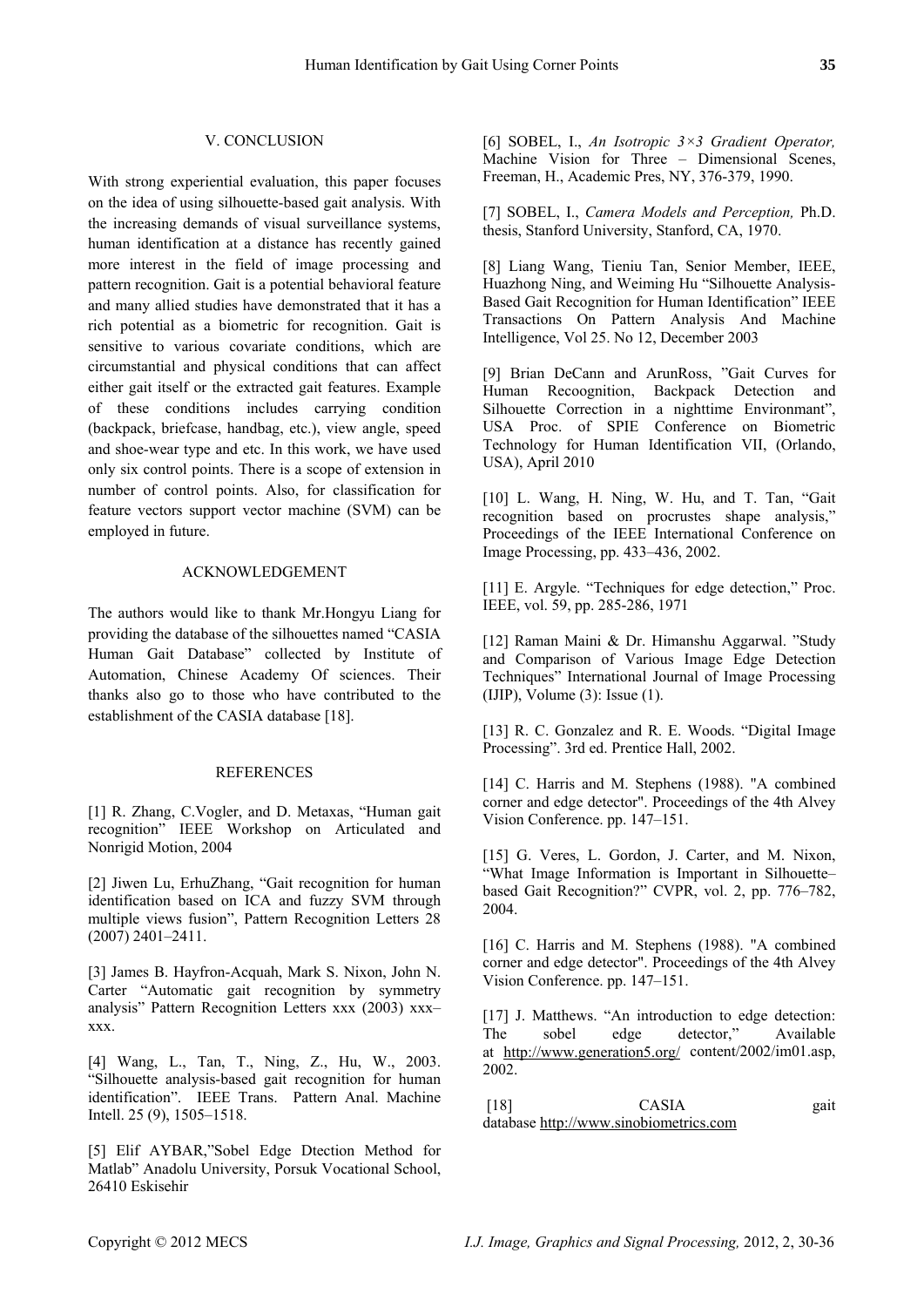## V. CONCLUSION

With strong experiential evaluation, this paper focuses on the idea of using silhouette-based gait analysis. With the increasing demands of visual surveillance systems, human identification at a distance has recently gained more interest in the field of image processing and pattern recognition. Gait is a potential behavioral feature and many allied studies have demonstrated that it has a rich potential as a biometric for recognition. Gait is sensitive to various covariate conditions, which are circumstantial and physical conditions that can affect either gait itself or the extracted gait features. Example of these conditions includes carrying condition (backpack, briefcase, handbag, etc.), view angle, speed and shoe-wear type and etc. In this work, we have used only six control points. There is a scope of extension in number of control points. Also, for classification for feature vectors support vector machine (SVM) can be employed in future.

## ACKNOWLEDGEMENT

The authors would like to thank Mr.Hongyu Liang for providing the database of the silhouettes named "CASIA Human Gait Database" collected by Institute of Automation, Chinese Academy Of sciences. Their thanks also go to those who have contributed to the establishment of the CASIA database [18].

## REFERENCES

[1] R. Zhang, C.Vogler, and D. Metaxas, "Human gait recognition" IEEE Workshop on Articulated and Nonrigid Motion, 2004

[2] Jiwen Lu, ErhuZhang, "Gait recognition for human identification based on ICA and fuzzy SVM through multiple views fusion", Pattern Recognition Letters 28 (2007) 2401–2411.

[3] James B. Hayfron-Acquah, Mark S. Nixon, John N. Carter "Automatic gait recognition by symmetry analysis" Pattern Recognition Letters xxx (2003) xxx–xxx.

[4] Wang, L., Tan, T., Ning, Z., Hu, W., 2003. "Silhouette analysis-based gait recognition for human identification". IEEE Trans. Pattern Anal. Machine Intell. 25 (9), 1505–1518.

[5] Elif AYBAR,"Sobel Edge Dtection Method for Matlab" Anadolu University, Porsuk Vocational School, 26410 Eskisehir

[6] SOBEL, I., *An Isotropic 3×3 Gradient Operator,* Machine Vision for Three – Dimensional Scenes, Freeman, H., Academic Pres, NY, 376-379, 1990.

[7] SOBEL, I., *Camera Models and Perception,* Ph.D. thesis, Stanford University, Stanford, CA, 1970.

[8] Liang Wang, Tieniu Tan, Senior Member, IEEE, Huazhong Ning, and Weiming Hu "Silhouette Analysis-Based Gait Recognition for Human Identification" IEEE Transactions On Pattern Analysis And Machine Intelligence, Vol 25. No 12, December 2003

[9] Brian DeCann and ArunRoss, "Gait Curves for Human Recoognition, Backpack Detection and Silhouette Correction in a nighttime Environmant", USA Proc. of SPIE Conference on Biometric Technology for Human Identification VII, (Orlando, USA), April 2010

[10] L. Wang, H. Ning, W. Hu, and T. Tan, "Gait recognition based on procrustes shape analysis," Proceedings of the IEEE International Conference on Image Processing, pp. 433–436, 2002.

[11] E. Argyle. "Techniques for edge detection," Proc. IEEE, vol. 59, pp. 285-286, 1971

[12] Raman Maini & Dr. Himanshu Aggarwal. "Study and Comparison of Various Image Edge Detection Techniques" International Journal of Image Processing (IJIP), Volume (3): Issue (1).

[13] R. C. Gonzalez and R. E. Woods. "Digital Image Processing". 3rd ed. Prentice Hall, 2002.

[14] C. Harris and M. Stephens (1988). "A combined corner and edge detector". Proceedings of the 4th Alvey Vision Conference. pp. 147–151.

[15] G. Veres, L. Gordon, J. Carter, and M. Nixon, "What Image Information is Important in Silhouette–based Gait Recognition?" CVPR, vol. 2, pp. 776–782, 2004.

[16] C. Harris and M. Stephens (1988). "A combined corner and edge detector". Proceedings of the 4th Alvey Vision Conference. pp. 147–151.

[17] J. Matthews. "An introduction to edge detection: The sobel edge detector," Available at http://www.generation5.org/ content/2002/im01.asp, 2002.

[18] CASIA gait database http://www.sinobiometrics.com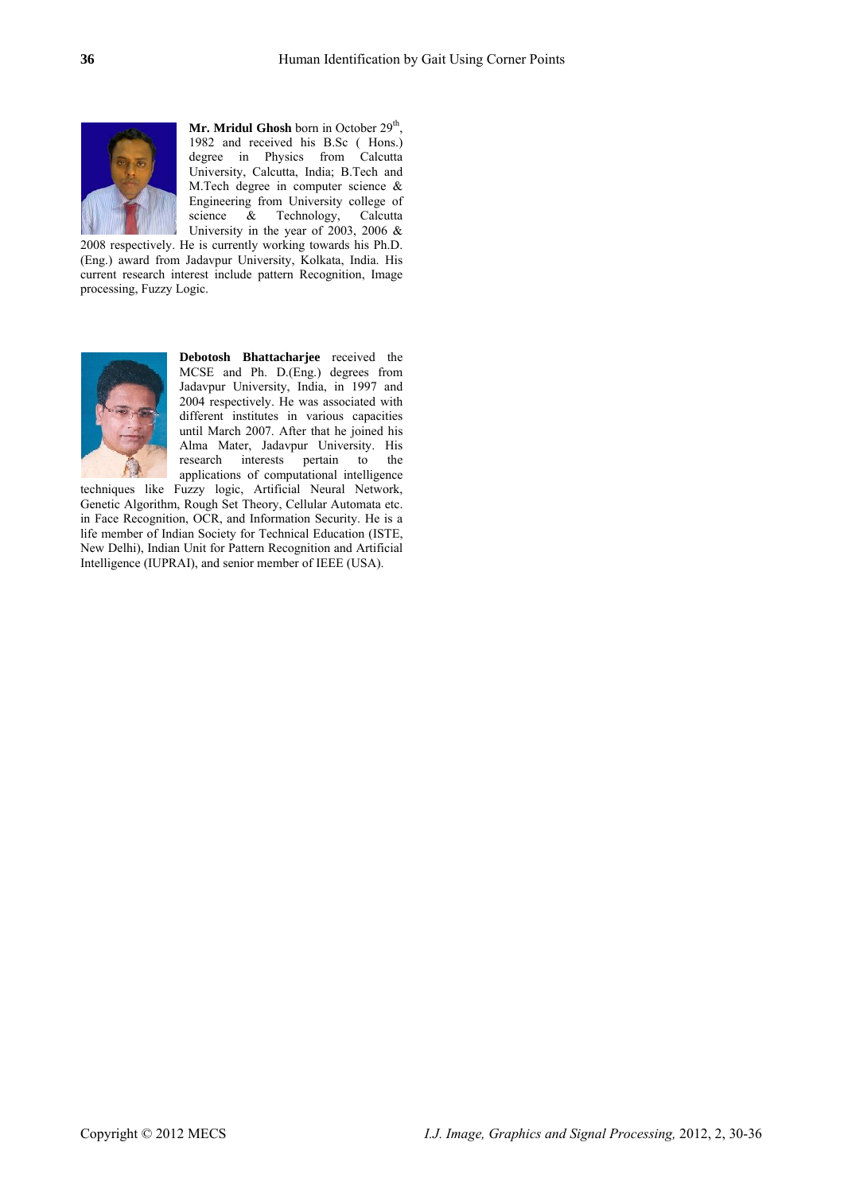**Mr. Mridul Ghosh** born in October 29th, 1982 and received his B.Sc ( Hons.) degree in Physics from Calcutta University, Calcutta, India; B.Tech and M.Tech degree in computer science & Engineering from University college of science & Technology, Calcutta University in the year of 2003, 2006 & 2008 respectively. He is currently working towards his Ph.D. (Eng.) award from Jadavpur University, Kolkata, India. His current research interest include pattern Recognition, Image processing, Fuzzy Logic.

**Debotosh Bhattacharjee** received the MCSE and Ph. D.(Eng.) degrees from Jadavpur University, India, in 1997 and 2004 respectively. He was associated with different institutes in various capacities until March 2007. After that he joined his Alma Mater, Jadavpur University. His research interests pertain to the applications of computational intelligence techniques like Fuzzy logic, Artificial Neural Network, Genetic Algorithm, Rough Set Theory, Cellular Automata etc. in Face Recognition, OCR, and Information Security. He is a life member of Indian Society for Technical Education (ISTE, New Delhi), Indian Unit for Pattern Recognition and Artificial Intelligence (IUPRAI), and senior member of IEEE (USA).